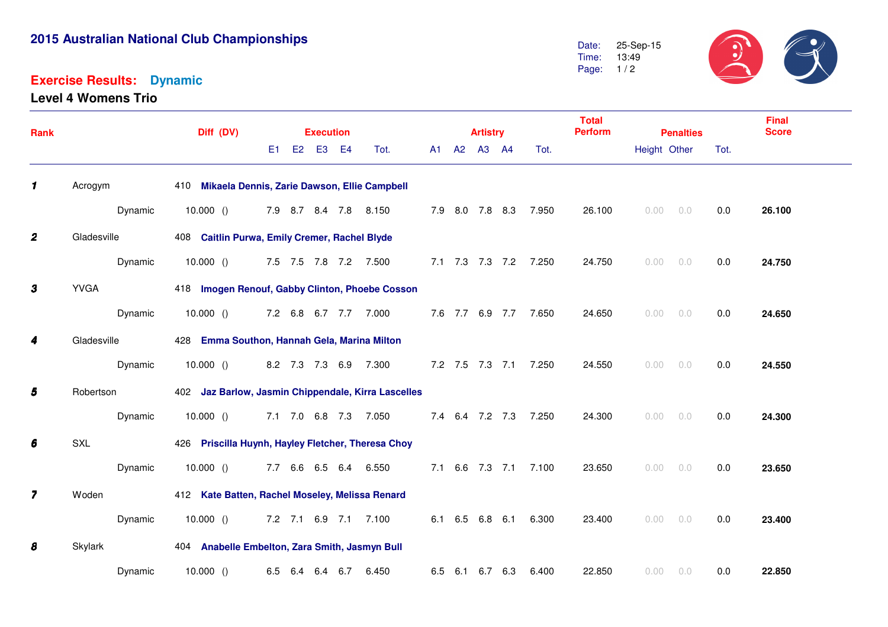# 2015 Australian National Club Championships

## Exercise Results: Dynamic

### Level 4 Womens Trio

Date: 25-Sep-15
Time: 13:49

| Rank | Club | | Diff (DV) | Execution | | | | | Artistry | | | | | Total Perform | Penalties | | | Final Score |
|---|---|---|---|---|---|---|---|---|---|---|---|---|---|---|---|---|---|---|
| | | | | E1 | E2 | E3 | E4 | Tot. | A1 | A2 | A3 | A4 | Tot. | | Height | Other | Tot. | |
| **1** | Acrogym | 410 **Mikaela Dennis, Zarie Dawson, Ellie Campbell** | | | | | | | | | | | | | | | | |
| | | Dynamic | 10.000 () | 7.9 | 8.7 | 8.4 | 7.8 | 8.150 | 7.9 | 8.0 | 7.8 | 8.3 | 7.950 | 26.100 | 0.00 | 0.0 | 0.0 | **26.100** |
| **2** | Gladesville | 408 **Caitlin Purwa, Emily Cremer, Rachel Blyde** | | | | | | | | | | | | | | | | |
| | | Dynamic | 10.000 () | 7.5 | 7.5 | 7.8 | 7.2 | 7.500 | 7.1 | 7.3 | 7.3 | 7.2 | 7.250 | 24.750 | 0.00 | 0.0 | 0.0 | **24.750** |
| **3** | YVGA | 418 **Imogen Renouf, Gabby Clinton, Phoebe Cosson** | | | | | | | | | | | | | | | | |
| | | Dynamic | 10.000 () | 7.2 | 6.8 | 6.7 | 7.7 | 7.000 | 7.6 | 7.7 | 6.9 | 7.7 | 7.650 | 24.650 | 0.00 | 0.0 | 0.0 | **24.650** |
| **4** | Gladesville | 428 **Emma Southon, Hannah Gela, Marina Milton** | | | | | | | | | | | | | | | | |
| | | Dynamic | 10.000 () | 8.2 | 7.3 | 7.3 | 6.9 | 7.300 | 7.2 | 7.5 | 7.3 | 7.1 | 7.250 | 24.550 | 0.00 | 0.0 | 0.0 | **24.550** |
| **5** | Robertson | 402 **Jaz Barlow, Jasmin Chippendale, Kirra Lascelles** | | | | | | | | | | | | | | | | |
| | | Dynamic | 10.000 () | 7.1 | 7.0 | 6.8 | 7.3 | 7.050 | 7.4 | 6.4 | 7.2 | 7.3 | 7.250 | 24.300 | 0.00 | 0.0 | 0.0 | **24.300** |
| **6** | SXL | 426 **Priscilla Huynh, Hayley Fletcher, Theresa Choy** | | | | | | | | | | | | | | | | |
| | | Dynamic | 10.000 () | 7.7 | 6.6 | 6.5 | 6.4 | 6.550 | 7.1 | 6.6 | 7.3 | 7.1 | 7.100 | 23.650 | 0.00 | 0.0 | 0.0 | **23.650** |
| **7** | Woden | 412 **Kate Batten, Rachel Moseley, Melissa Renard** | | | | | | | | | | | | | | | | |
| | | Dynamic | 10.000 () | 7.2 | 7.1 | 6.9 | 7.1 | 7.100 | 6.1 | 6.5 | 6.8 | 6.1 | 6.300 | 23.400 | 0.00 | 0.0 | 0.0 | **23.400** |
| **8** | Skylark | 404 **Anabelle Embelton, Zara Smith, Jasmyn Bull** | | | | | | | | | | | | | | | | |
| | | Dynamic | 10.000 () | 6.5 | 6.4 | 6.4 | 6.7 | 6.450 | 6.5 | 6.1 | 6.7 | 6.3 | 6.400 | 22.850 | 0.00 | 0.0 | 0.0 | **22.850** |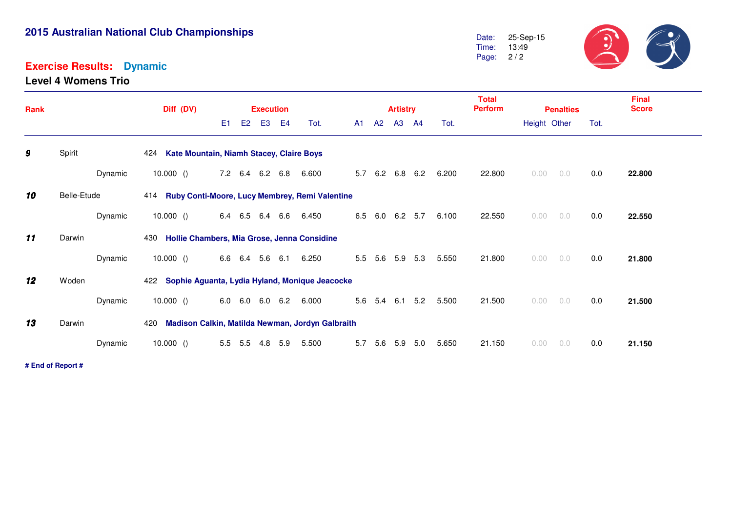## 2015 Australian National Club Championships

Date: 25-Sep-15
Time: 13:49

### Exercise Results: Dynamic

### Level 4 Womens Trio

| Rank | | | Diff (DV) | Execution | | | | | Artistry | | | | | Total Perform | Penalties | | | Final Score |
|---|---|---|---|---|---|---|---|---|---|---|---|---|---|---|---|---|---|---|
| | | | | E1 | E2 | E3 | E4 | Tot. | A1 | A2 | A3 | A4 | Tot. | | Height | Other | Tot. | |
| **9** | Spirit | | 424 **Kate Mountain, Niamh Stacey, Claire Boys** | | | | | | | | | | | | | | | |
| | | Dynamic | 10.000 () | 7.2 | 6.4 | 6.2 | 6.8 | 6.600 | 5.7 | 6.2 | 6.8 | 6.2 | 6.200 | 22.800 | 0.00 | 0.0 | 0.0 | **22.800** |
| **10** | Belle-Etude | | 414 **Ruby Conti-Moore, Lucy Membrey, Remi Valentine** | | | | | | | | | | | | | | | |
| | | Dynamic | 10.000 () | 6.4 | 6.5 | 6.4 | 6.6 | 6.450 | 6.5 | 6.0 | 6.2 | 5.7 | 6.100 | 22.550 | 0.00 | 0.0 | 0.0 | **22.550** |
| **11** | Darwin | | 430 **Hollie Chambers, Mia Grose, Jenna Considine** | | | | | | | | | | | | | | | |
| | | Dynamic | 10.000 () | 6.6 | 6.4 | 5.6 | 6.1 | 6.250 | 5.5 | 5.6 | 5.9 | 5.3 | 5.550 | 21.800 | 0.00 | 0.0 | 0.0 | **21.800** |
| **12** | Woden | | 422 **Sophie Aguanta, Lydia Hyland, Monique Jeacocke** | | | | | | | | | | | | | | | |
| | | Dynamic | 10.000 () | 6.0 | 6.0 | 6.0 | 6.2 | 6.000 | 5.6 | 5.4 | 6.1 | 5.2 | 5.500 | 21.500 | 0.00 | 0.0 | 0.0 | **21.500** |
| **13** | Darwin | | 420 **Madison Calkin, Matilda Newman, Jordyn Galbraith** | | | | | | | | | | | | | | | |
| | | Dynamic | 10.000 () | 5.5 | 5.5 | 4.8 | 5.9 | 5.500 | 5.7 | 5.6 | 5.9 | 5.0 | 5.650 | 21.150 | 0.00 | 0.0 | 0.0 | **21.150** |

**# End of Report #**